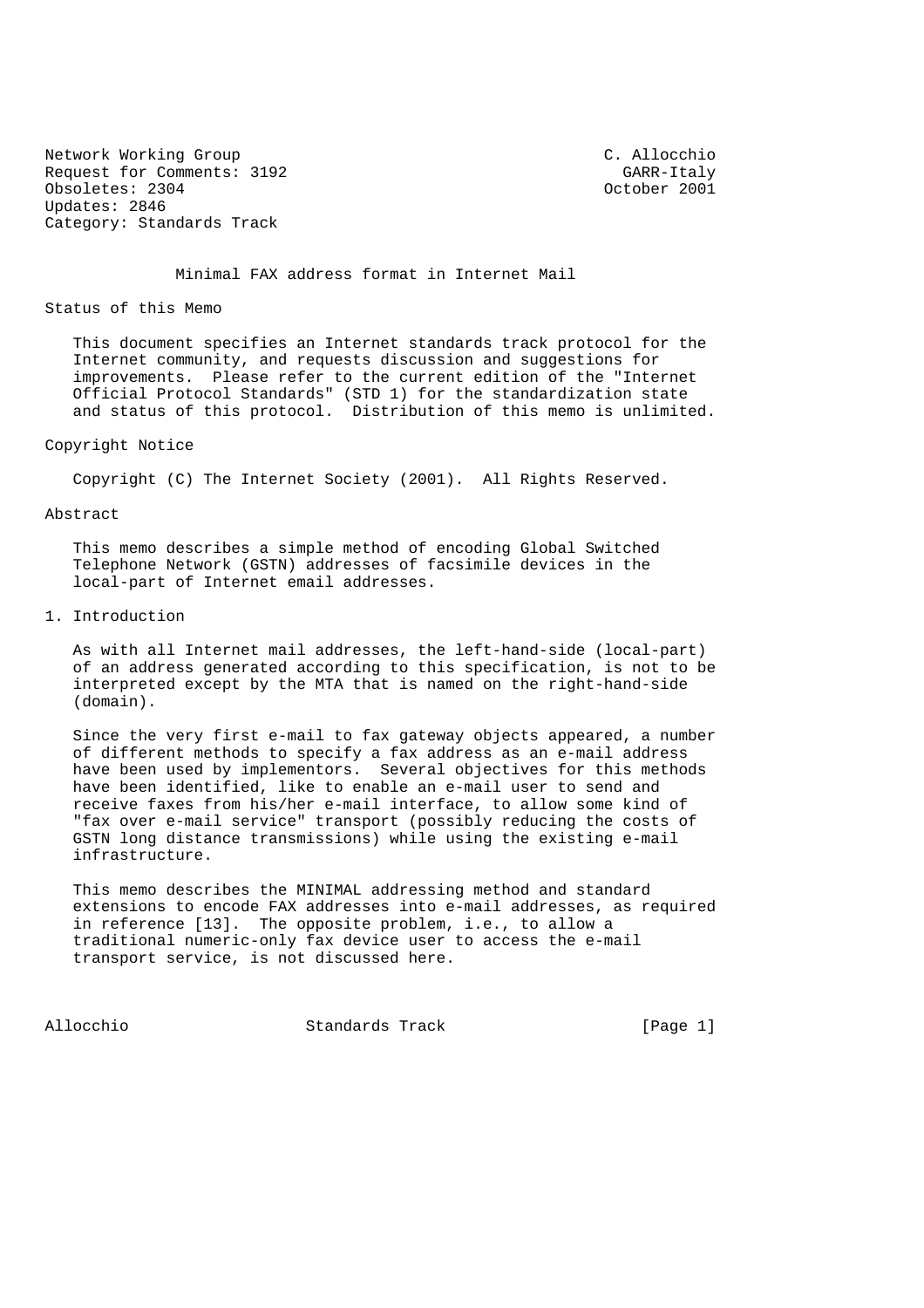Network Working Group                                       C. Allocchio
Request for Comments: 3192                                    GARR-Italy
Obsoletes: 2304                                             October 2001
Updates: 2846
Category: Standards Track

# Minimal FAX address format in Internet Mail

## Status of this Memo

This document specifies an Internet standards track protocol for the Internet community, and requests discussion and suggestions for improvements. Please refer to the current edition of the "Internet Official Protocol Standards" (STD 1) for the standardization state and status of this protocol. Distribution of this memo is unlimited.

## Copyright Notice

Copyright (C) The Internet Society (2001). All Rights Reserved.

## Abstract

This memo describes a simple method of encoding Global Switched Telephone Network (GSTN) addresses of facsimile devices in the local-part of Internet email addresses.

## 1. Introduction

As with all Internet mail addresses, the left-hand-side (local-part) of an address generated according to this specification, is not to be interpreted except by the MTA that is named on the right-hand-side (domain).

Since the very first e-mail to fax gateway objects appeared, a number of different methods to specify a fax address as an e-mail address have been used by implementors. Several objectives for this methods have been identified, like to enable an e-mail user to send and receive faxes from his/her e-mail interface, to allow some kind of "fax over e-mail service" transport (possibly reducing the costs of GSTN long distance transmissions) while using the existing e-mail infrastructure.

This memo describes the MINIMAL addressing method and standard extensions to encode FAX addresses into e-mail addresses, as required in reference [13]. The opposite problem, i.e., to allow a traditional numeric-only fax device user to access the e-mail transport service, is not discussed here.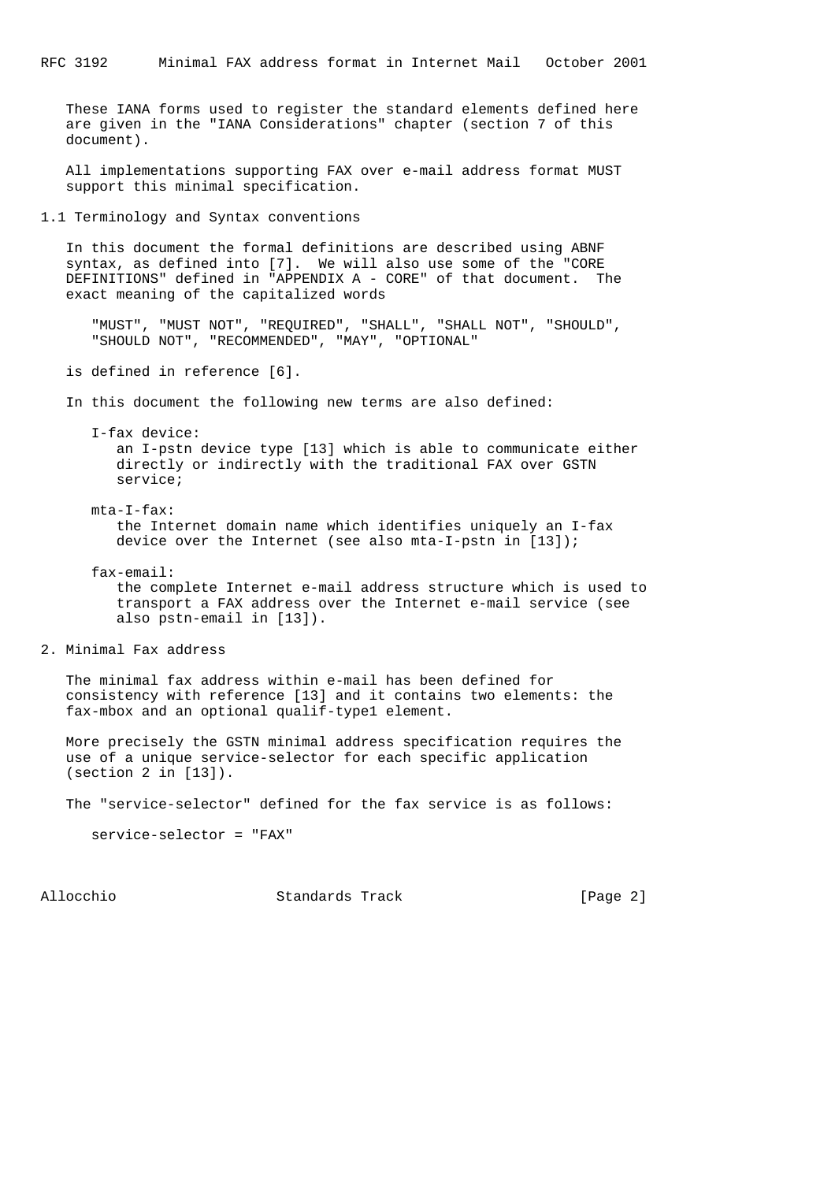These IANA forms used to register the standard elements defined here are given in the "IANA Considerations" chapter (section 7 of this document).

All implementations supporting FAX over e-mail address format MUST support this minimal specification.

## 1.1 Terminology and Syntax conventions

In this document the formal definitions are described using ABNF syntax, as defined into [7]. We will also use some of the "CORE DEFINITIONS" defined in "APPENDIX A - CORE" of that document. The exact meaning of the capitalized words

"MUST", "MUST NOT", "REQUIRED", "SHALL", "SHALL NOT", "SHOULD", "SHOULD NOT", "RECOMMENDED", "MAY", "OPTIONAL"

is defined in reference [6].

In this document the following new terms are also defined:

I-fax device:
an I-pstn device type [13] which is able to communicate either directly or indirectly with the traditional FAX over GSTN service;

mta-I-fax:
the Internet domain name which identifies uniquely an I-fax device over the Internet (see also mta-I-pstn in [13]);

fax-email:
the complete Internet e-mail address structure which is used to transport a FAX address over the Internet e-mail service (see also pstn-email in [13]).

## 2. Minimal Fax address

The minimal fax address within e-mail has been defined for consistency with reference [13] and it contains two elements: the fax-mbox and an optional qualif-type1 element.

More precisely the GSTN minimal address specification requires the use of a unique service-selector for each specific application (section 2 in [13]).

The "service-selector" defined for the fax service is as follows:

```
service-selector = "FAX"
```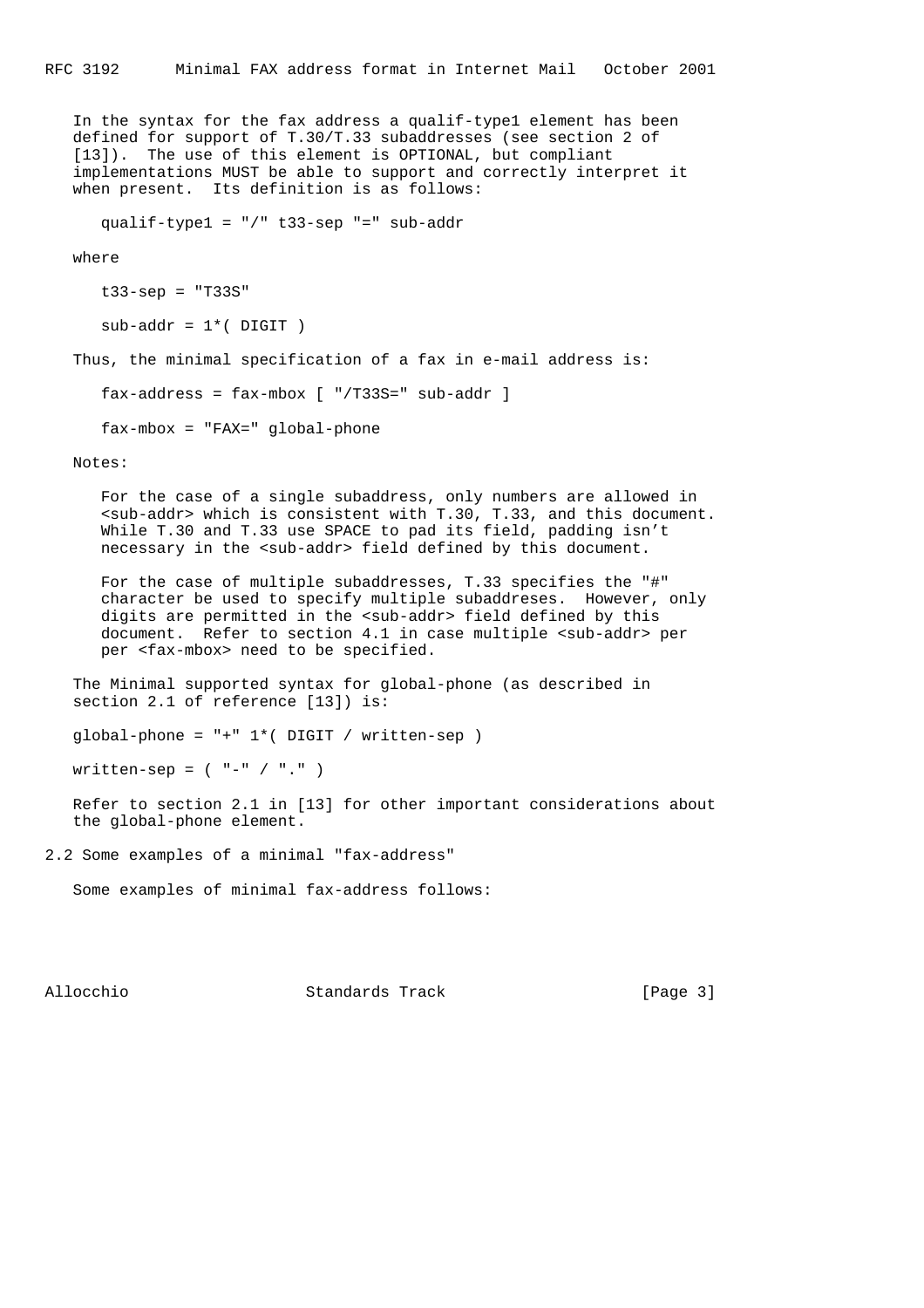In the syntax for the fax address a qualif-type1 element has been defined for support of T.30/T.33 subaddresses (see section 2 of [13]). The use of this element is OPTIONAL, but compliant implementations MUST be able to support and correctly interpret it when present. Its definition is as follows:

```
qualif-type1 = "/" t33-sep "=" sub-addr
```

where

```
t33-sep = "T33S"

sub-addr = 1*( DIGIT )
```

Thus, the minimal specification of a fax in e-mail address is:

```
fax-address = fax-mbox [ "/T33S=" sub-addr ]

fax-mbox = "FAX=" global-phone
```

Notes:

For the case of a single subaddress, only numbers are allowed in <sub-addr> which is consistent with T.30, T.33, and this document. While T.30 and T.33 use SPACE to pad its field, padding isn't necessary in the <sub-addr> field defined by this document.

For the case of multiple subaddresses, T.33 specifies the "#" character be used to specify multiple subaddreses. However, only digits are permitted in the <sub-addr> field defined by this document. Refer to section 4.1 in case multiple <sub-addr> per per <fax-mbox> need to be specified.

The Minimal supported syntax for global-phone (as described in section 2.1 of reference [13]) is:

```
global-phone = "+" 1*( DIGIT / written-sep )

written-sep = ( "-" / "." )
```

Refer to section 2.1 in [13] for other important considerations about the global-phone element.

## 2.2 Some examples of a minimal "fax-address"

Some examples of minimal fax-address follows: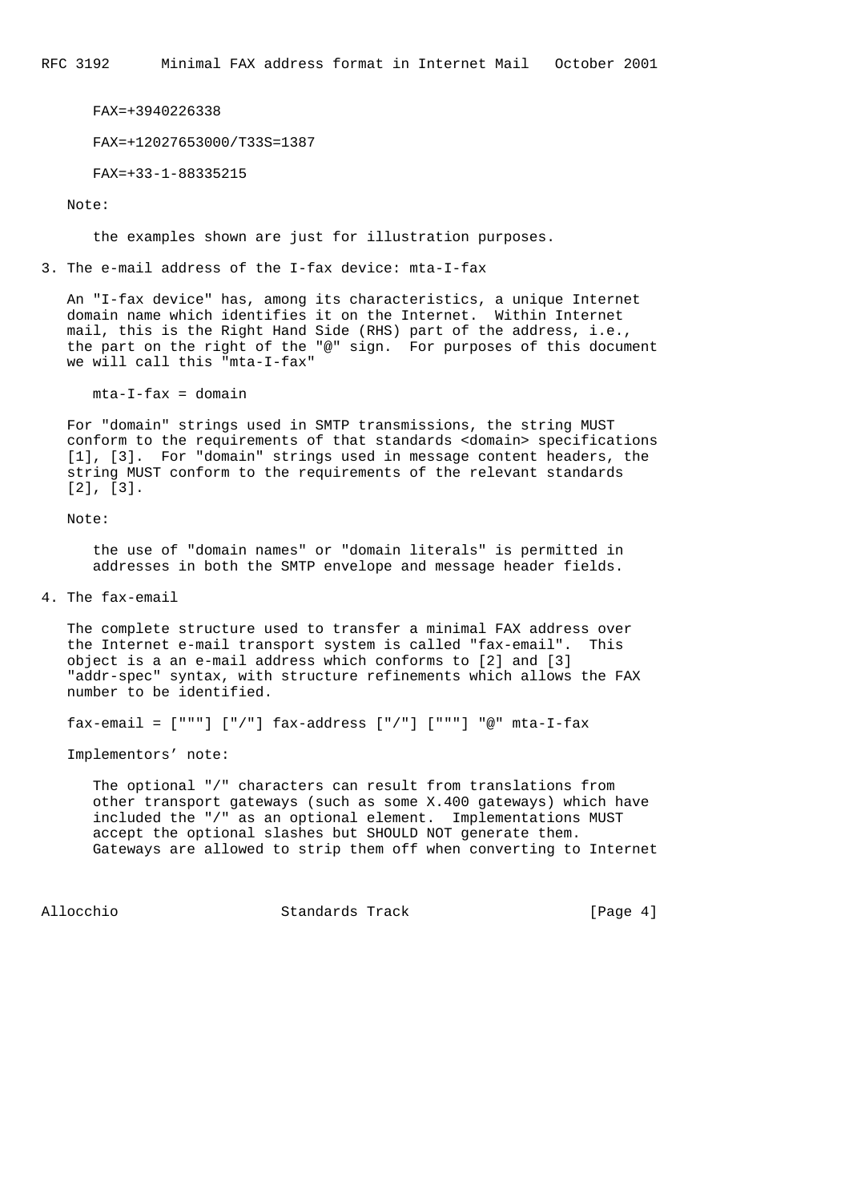```
FAX=+3940226338

FAX=+12027653000/T33S=1387

FAX=+33-1-88335215
```

Note:

the examples shown are just for illustration purposes.

## 3. The e-mail address of the I-fax device: mta-I-fax

An "I-fax device" has, among its characteristics, a unique Internet domain name which identifies it on the Internet. Within Internet mail, this is the Right Hand Side (RHS) part of the address, i.e., the part on the right of the "@" sign. For purposes of this document we will call this "mta-I-fax"

```
mta-I-fax = domain
```

For "domain" strings used in SMTP transmissions, the string MUST conform to the requirements of that standards <domain> specifications [1], [3]. For "domain" strings used in message content headers, the string MUST conform to the requirements of the relevant standards [2], [3].

Note:

the use of "domain names" or "domain literals" is permitted in addresses in both the SMTP envelope and message header fields.

## 4. The fax-email

The complete structure used to transfer a minimal FAX address over the Internet e-mail transport system is called "fax-email". This object is a an e-mail address which conforms to [2] and [3] "addr-spec" syntax, with structure refinements which allows the FAX number to be identified.

```
fax-email = ["""] ["/"] fax-address ["/"] ["""] "@" mta-I-fax
```

Implementors' note:

The optional "/" characters can result from translations from other transport gateways (such as some X.400 gateways) which have included the "/" as an optional element. Implementations MUST accept the optional slashes but SHOULD NOT generate them. Gateways are allowed to strip them off when converting to Internet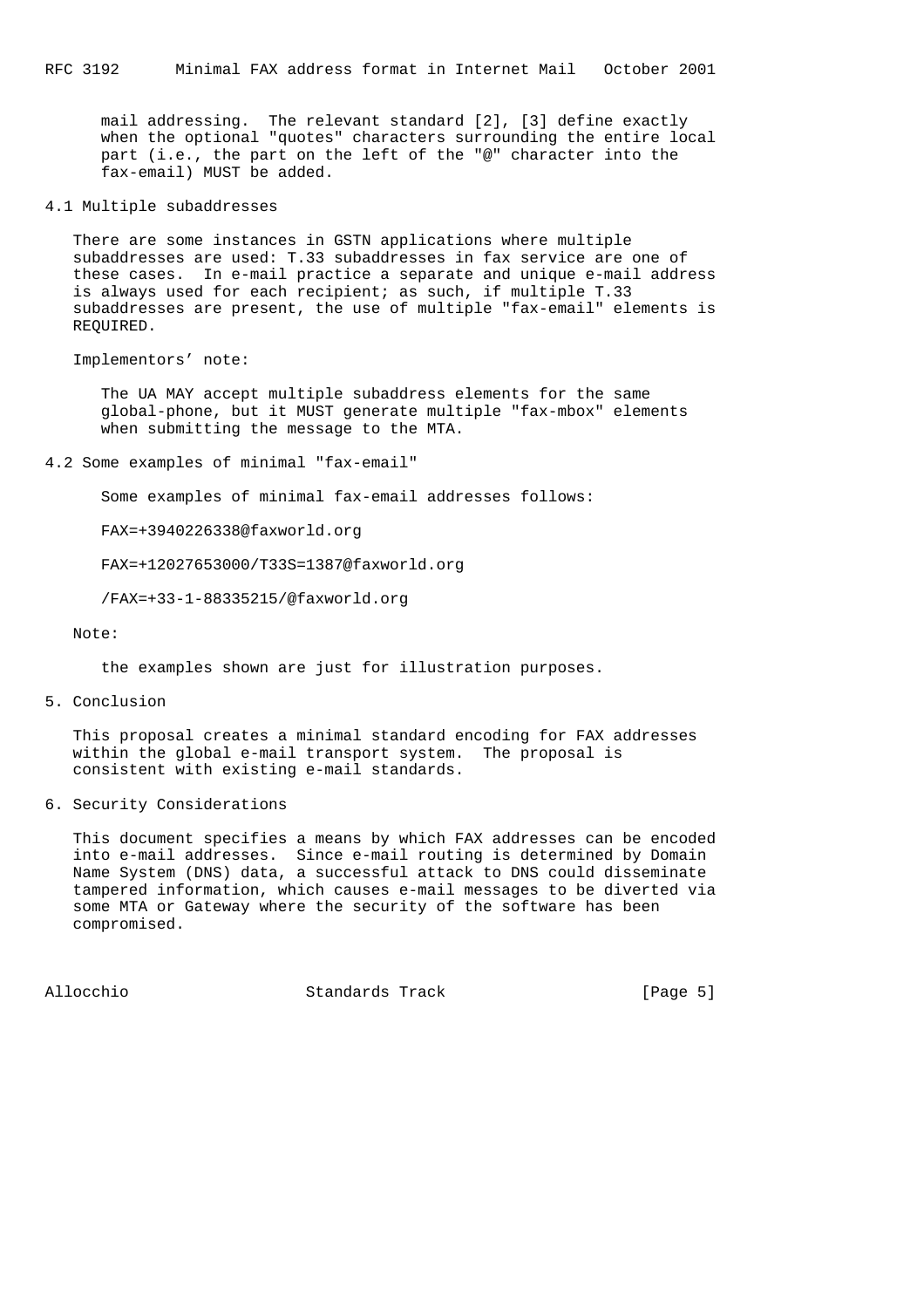mail addressing. The relevant standard [2], [3] define exactly when the optional "quotes" characters surrounding the entire local part (i.e., the part on the left of the "@" character into the fax-email) MUST be added.

## 4.1 Multiple subaddresses

There are some instances in GSTN applications where multiple subaddresses are used: T.33 subaddresses in fax service are one of these cases. In e-mail practice a separate and unique e-mail address is always used for each recipient; as such, if multiple T.33 subaddresses are present, the use of multiple "fax-email" elements is REQUIRED.

Implementors' note:

The UA MAY accept multiple subaddress elements for the same global-phone, but it MUST generate multiple "fax-mbox" elements when submitting the message to the MTA.

## 4.2 Some examples of minimal "fax-email"

Some examples of minimal fax-email addresses follows:

```
FAX=+3940226338@faxworld.org

FAX=+12027653000/T33S=1387@faxworld.org

/FAX=+33-1-88335215/@faxworld.org
```

Note:

the examples shown are just for illustration purposes.

## 5. Conclusion

This proposal creates a minimal standard encoding for FAX addresses within the global e-mail transport system. The proposal is consistent with existing e-mail standards.

## 6. Security Considerations

This document specifies a means by which FAX addresses can be encoded into e-mail addresses. Since e-mail routing is determined by Domain Name System (DNS) data, a successful attack to DNS could disseminate tampered information, which causes e-mail messages to be diverted via some MTA or Gateway where the security of the software has been compromised.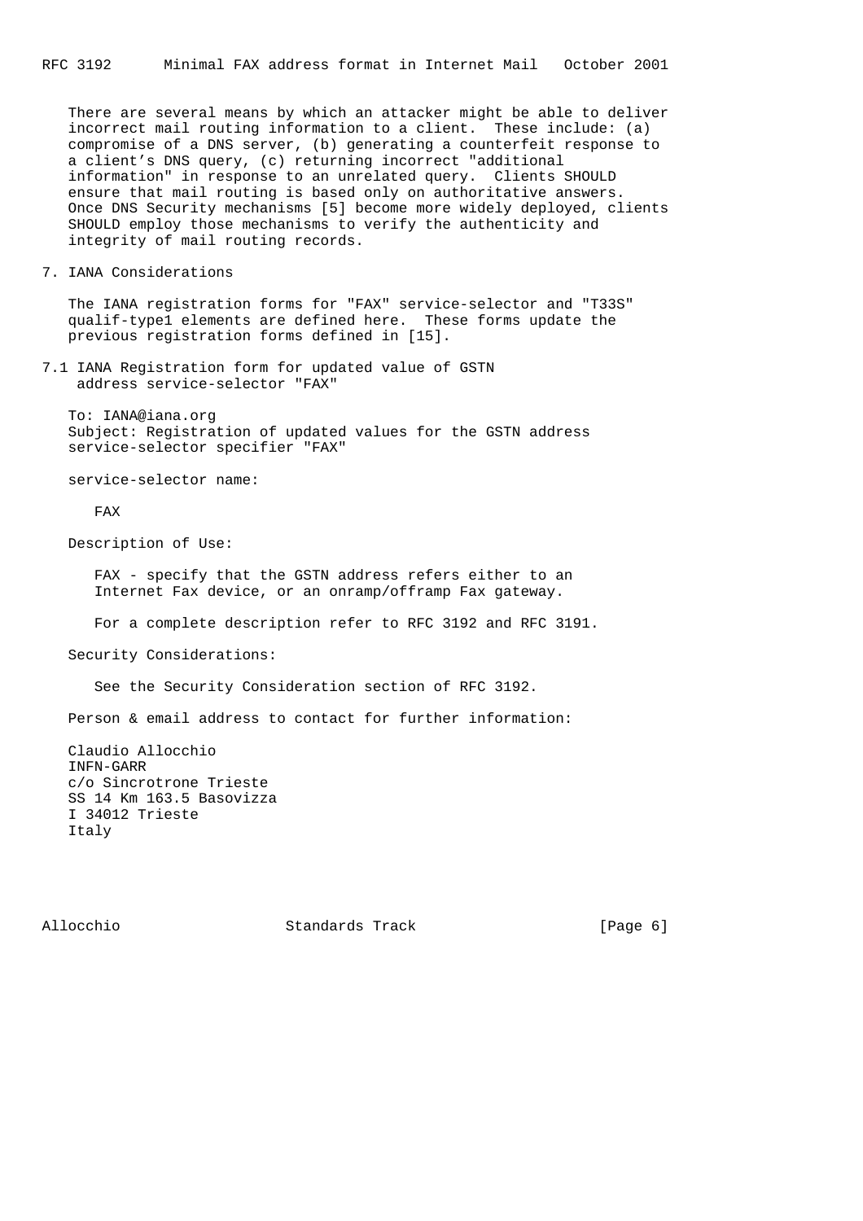There are several means by which an attacker might be able to deliver incorrect mail routing information to a client. These include: (a) compromise of a DNS server, (b) generating a counterfeit response to a client's DNS query, (c) returning incorrect "additional information" in response to an unrelated query. Clients SHOULD ensure that mail routing is based only on authoritative answers. Once DNS Security mechanisms [5] become more widely deployed, clients SHOULD employ those mechanisms to verify the authenticity and integrity of mail routing records.

## 7. IANA Considerations

The IANA registration forms for "FAX" service-selector and "T33S" qualif-type1 elements are defined here. These forms update the previous registration forms defined in [15].

### 7.1 IANA Registration form for updated value of GSTN address service-selector "FAX"

To: IANA@iana.org
Subject: Registration of updated values for the GSTN address service-selector specifier "FAX"

service-selector name:

FAX

Description of Use:

FAX - specify that the GSTN address refers either to an Internet Fax device, or an onramp/offramp Fax gateway.

For a complete description refer to RFC 3192 and RFC 3191.

Security Considerations:

See the Security Consideration section of RFC 3192.

Person & email address to contact for further information:

Claudio Allocchio
INFN-GARR
c/o Sincrotrone Trieste
SS 14 Km 163.5 Basovizza
I 34012 Trieste
Italy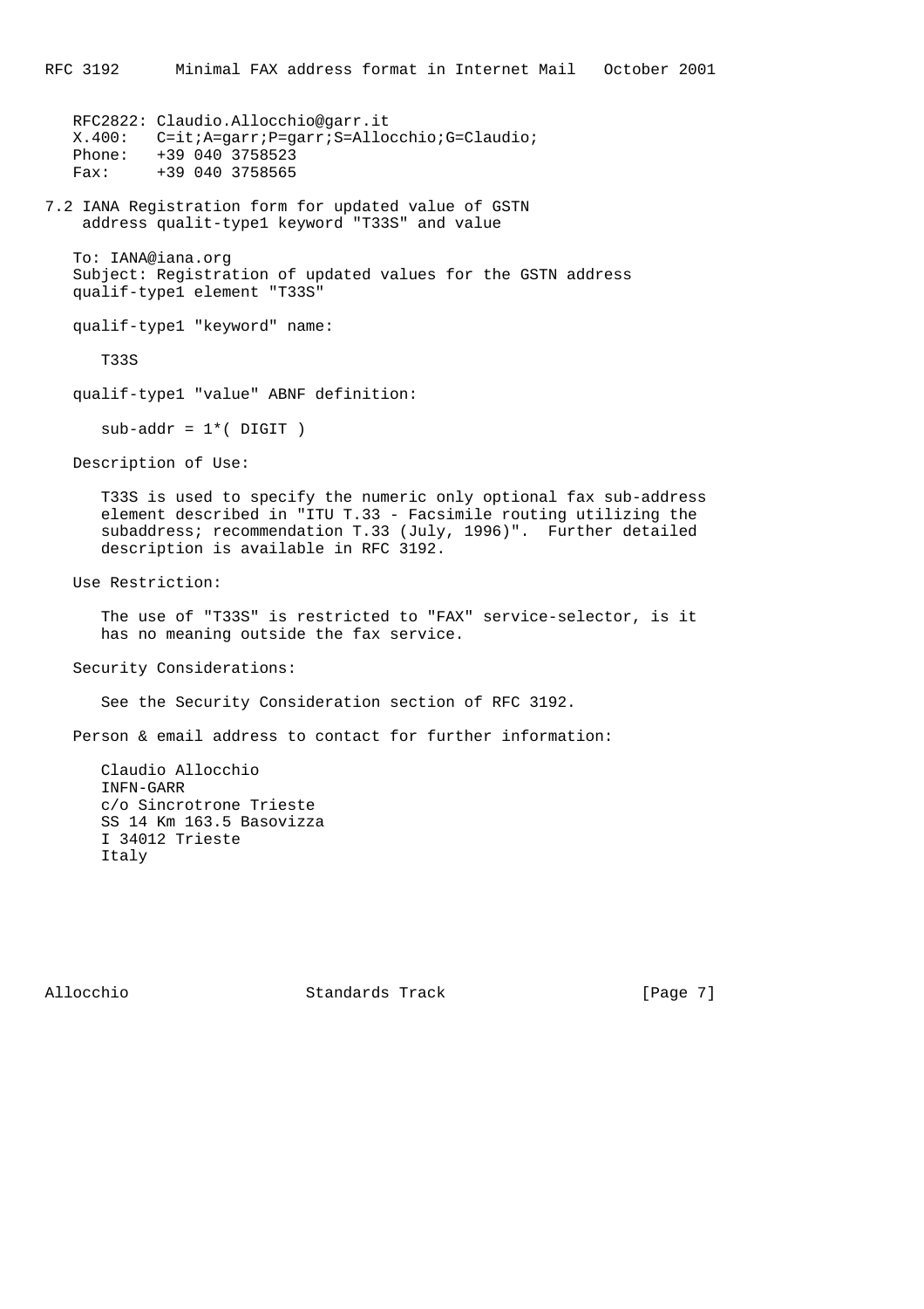RFC2822: Claudio.Allocchio@garr.it
X.400: C=it;A=garr;P=garr;S=Allocchio;G=Claudio;
Phone: +39 040 3758523
Fax: +39 040 3758565

## 7.2 IANA Registration form for updated value of GSTN address qualit-type1 keyword "T33S" and value

To: IANA@iana.org
Subject: Registration of updated values for the GSTN address qualif-type1 element "T33S"

qualif-type1 "keyword" name:

T33S

qualif-type1 "value" ABNF definition:

```
sub-addr = 1*( DIGIT )
```

Description of Use:

T33S is used to specify the numeric only optional fax sub-address element described in "ITU T.33 - Facsimile routing utilizing the subaddress; recommendation T.33 (July, 1996)". Further detailed description is available in RFC 3192.

Use Restriction:

The use of "T33S" is restricted to "FAX" service-selector, is it has no meaning outside the fax service.

Security Considerations:

See the Security Consideration section of RFC 3192.

Person & email address to contact for further information:

Claudio Allocchio
INFN-GARR
c/o Sincrotrone Trieste
SS 14 Km 163.5 Basovizza
I 34012 Trieste
Italy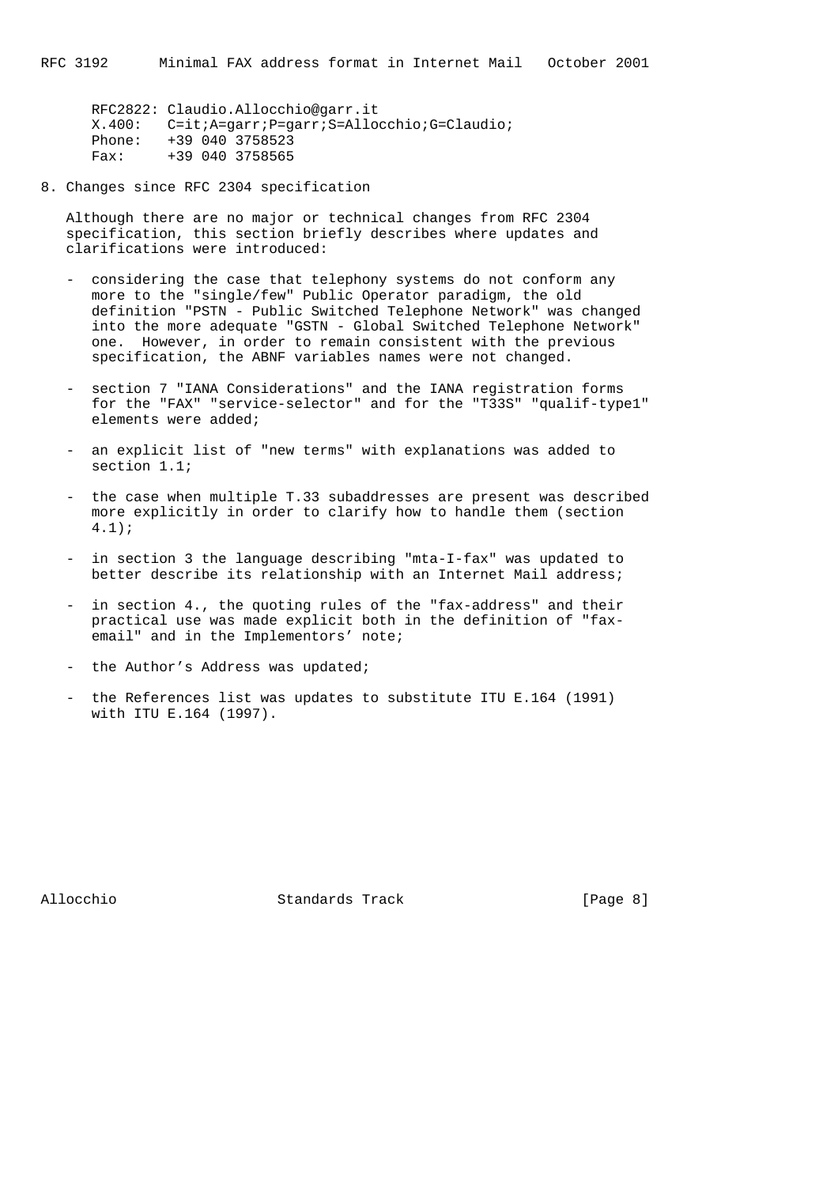RFC2822: Claudio.Allocchio@garr.it
X.400: C=it;A=garr;P=garr;S=Allocchio;G=Claudio;
Phone: +39 040 3758523
Fax: +39 040 3758565

## 8. Changes since RFC 2304 specification

Although there are no major or technical changes from RFC 2304 specification, this section briefly describes where updates and clarifications were introduced:

- considering the case that telephony systems do not conform any more to the "single/few" Public Operator paradigm, the old definition "PSTN - Public Switched Telephone Network" was changed into the more adequate "GSTN - Global Switched Telephone Network" one. However, in order to remain consistent with the previous specification, the ABNF variables names were not changed.

- section 7 "IANA Considerations" and the IANA registration forms for the "FAX" "service-selector" and for the "T33S" "qualif-type1" elements were added;

- an explicit list of "new terms" with explanations was added to section 1.1;

- the case when multiple T.33 subaddresses are present was described more explicitly in order to clarify how to handle them (section 4.1);

- in section 3 the language describing "mta-I-fax" was updated to better describe its relationship with an Internet Mail address;

- in section 4., the quoting rules of the "fax-address" and their practical use was made explicit both in the definition of "fax-email" and in the Implementors' note;

- the Author's Address was updated;

- the References list was updates to substitute ITU E.164 (1991) with ITU E.164 (1997).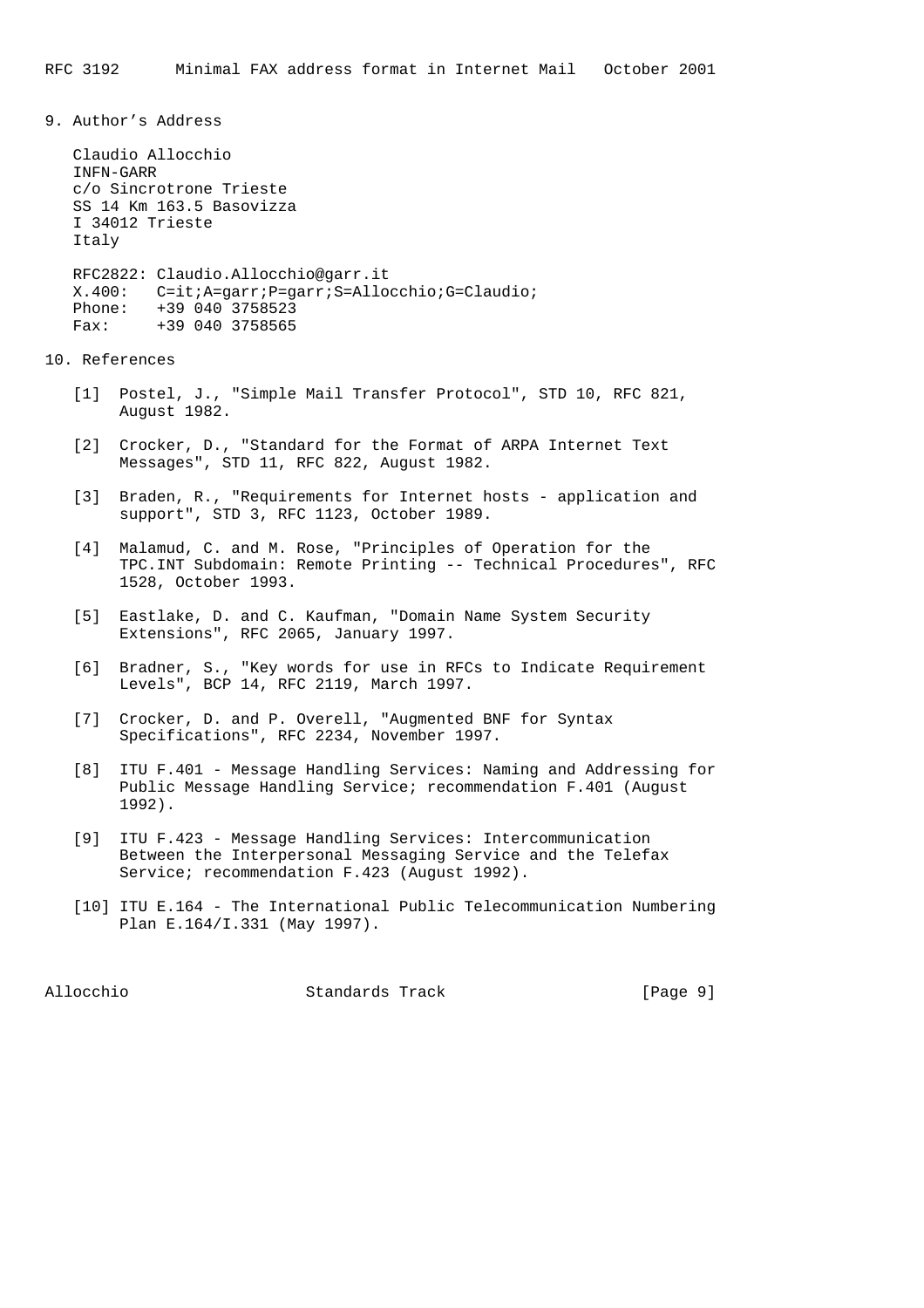## 9. Author's Address

Claudio Allocchio
INFN-GARR
c/o Sincrotrone Trieste
SS 14 Km 163.5 Basovizza
I 34012 Trieste
Italy

RFC2822: Claudio.Allocchio@garr.it
X.400: C=it;A=garr;P=garr;S=Allocchio;G=Claudio;
Phone: +39 040 3758523
Fax: +39 040 3758565

## 10. References

[1] Postel, J., "Simple Mail Transfer Protocol", STD 10, RFC 821, August 1982.

[2] Crocker, D., "Standard for the Format of ARPA Internet Text Messages", STD 11, RFC 822, August 1982.

[3] Braden, R., "Requirements for Internet hosts - application and support", STD 3, RFC 1123, October 1989.

[4] Malamud, C. and M. Rose, "Principles of Operation for the TPC.INT Subdomain: Remote Printing -- Technical Procedures", RFC 1528, October 1993.

[5] Eastlake, D. and C. Kaufman, "Domain Name System Security Extensions", RFC 2065, January 1997.

[6] Bradner, S., "Key words for use in RFCs to Indicate Requirement Levels", BCP 14, RFC 2119, March 1997.

[7] Crocker, D. and P. Overell, "Augmented BNF for Syntax Specifications", RFC 2234, November 1997.

[8] ITU F.401 - Message Handling Services: Naming and Addressing for Public Message Handling Service; recommendation F.401 (August 1992).

[9] ITU F.423 - Message Handling Services: Intercommunication Between the Interpersonal Messaging Service and the Telefax Service; recommendation F.423 (August 1992).

[10] ITU E.164 - The International Public Telecommunication Numbering Plan E.164/I.331 (May 1997).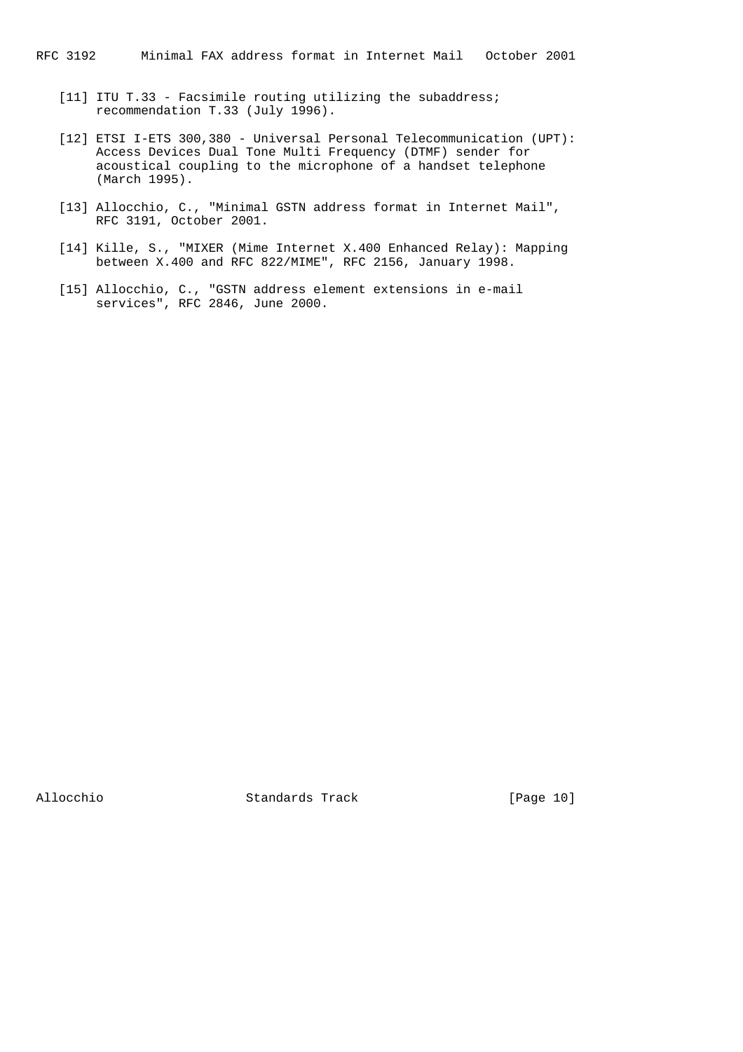[11] ITU T.33 - Facsimile routing utilizing the subaddress; recommendation T.33 (July 1996).

[12] ETSI I-ETS 300,380 - Universal Personal Telecommunication (UPT): Access Devices Dual Tone Multi Frequency (DTMF) sender for acoustical coupling to the microphone of a handset telephone (March 1995).

[13] Allocchio, C., "Minimal GSTN address format in Internet Mail", RFC 3191, October 2001.

[14] Kille, S., "MIXER (Mime Internet X.400 Enhanced Relay): Mapping between X.400 and RFC 822/MIME", RFC 2156, January 1998.

[15] Allocchio, C., "GSTN address element extensions in e-mail services", RFC 2846, June 2000.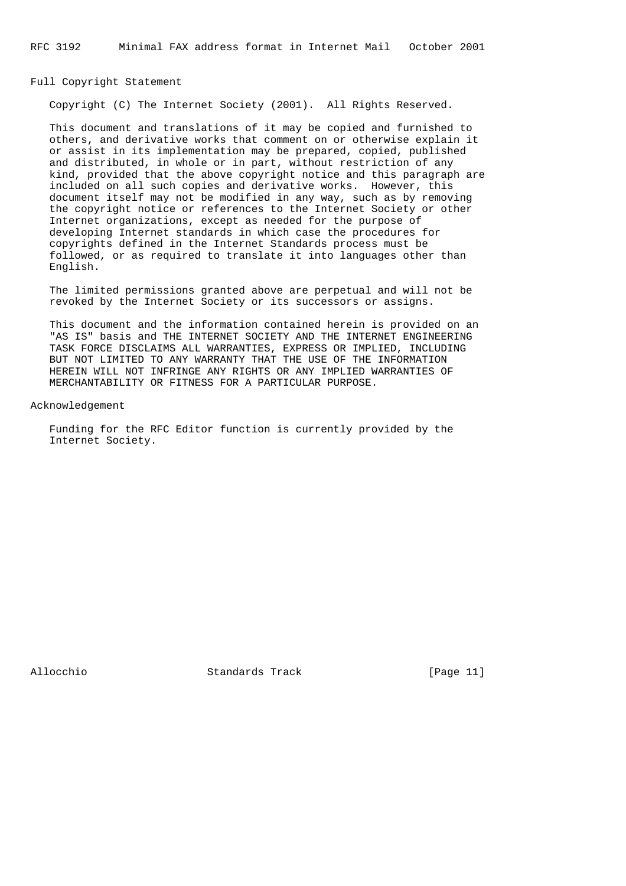## Full Copyright Statement

Copyright (C) The Internet Society (2001). All Rights Reserved.

This document and translations of it may be copied and furnished to others, and derivative works that comment on or otherwise explain it or assist in its implementation may be prepared, copied, published and distributed, in whole or in part, without restriction of any kind, provided that the above copyright notice and this paragraph are included on all such copies and derivative works. However, this document itself may not be modified in any way, such as by removing the copyright notice or references to the Internet Society or other Internet organizations, except as needed for the purpose of developing Internet standards in which case the procedures for copyrights defined in the Internet Standards process must be followed, or as required to translate it into languages other than English.

The limited permissions granted above are perpetual and will not be revoked by the Internet Society or its successors or assigns.

This document and the information contained herein is provided on an "AS IS" basis and THE INTERNET SOCIETY AND THE INTERNET ENGINEERING TASK FORCE DISCLAIMS ALL WARRANTIES, EXPRESS OR IMPLIED, INCLUDING BUT NOT LIMITED TO ANY WARRANTY THAT THE USE OF THE INFORMATION HEREIN WILL NOT INFRINGE ANY RIGHTS OR ANY IMPLIED WARRANTIES OF MERCHANTABILITY OR FITNESS FOR A PARTICULAR PURPOSE.

## Acknowledgement

Funding for the RFC Editor function is currently provided by the Internet Society.